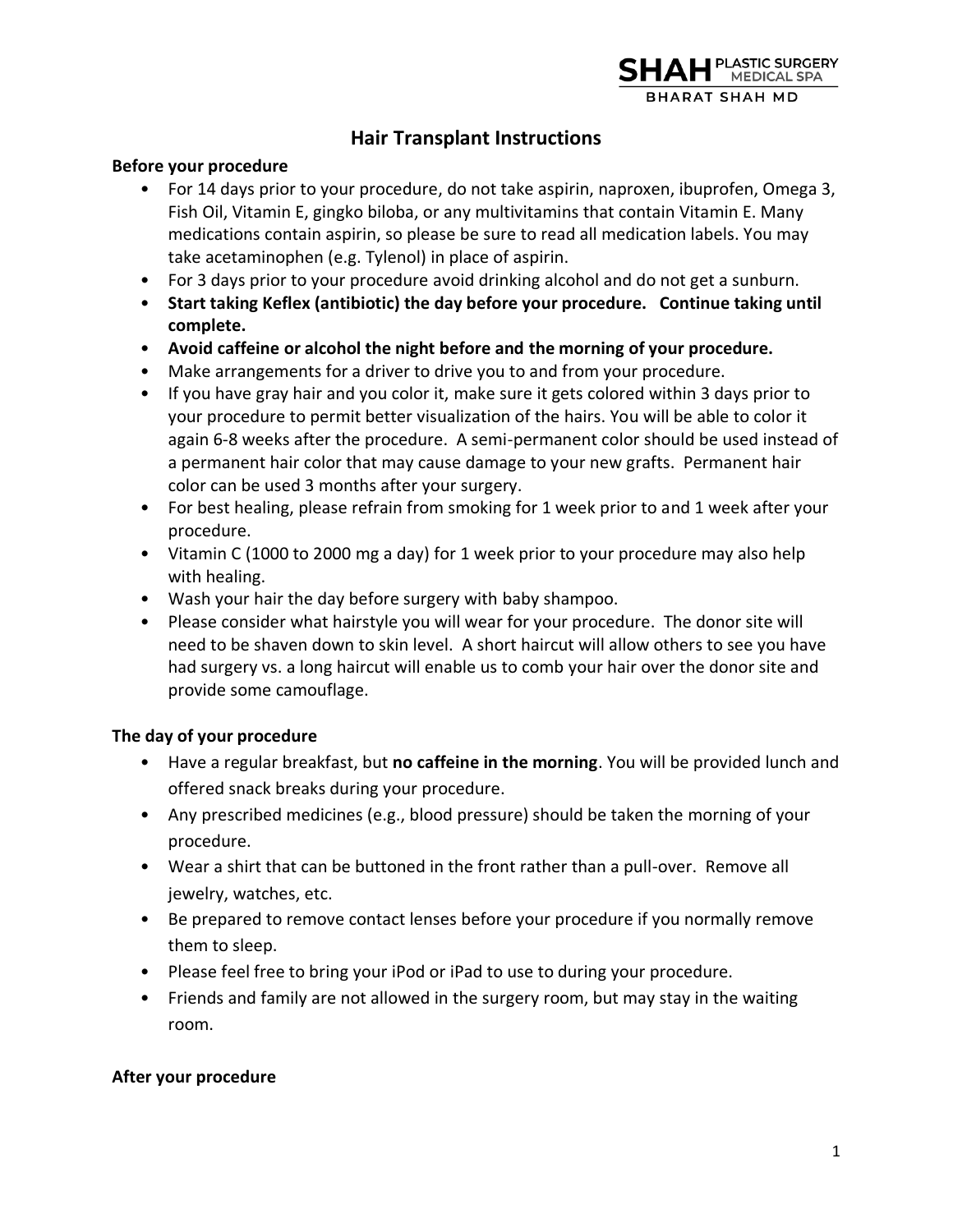SHAH PLASTIC SURGERY MEDICAL SPA
BHARAT SHAH MD

# Hair Transplant Instructions

## Before your procedure

- For 14 days prior to your procedure, do not take aspirin, naproxen, ibuprofen, Omega 3, Fish Oil, Vitamin E, gingko biloba, or any multivitamins that contain Vitamin E. Many medications contain aspirin, so please be sure to read all medication labels. You may take acetaminophen (e.g. Tylenol) in place of aspirin.
- For 3 days prior to your procedure avoid drinking alcohol and do not get a sunburn.
- **Start taking Keflex (antibiotic) the day before your procedure. Continue taking until complete.**
- **Avoid caffeine or alcohol the night before and the morning of your procedure.**
- Make arrangements for a driver to drive you to and from your procedure.
- If you have gray hair and you color it, make sure it gets colored within 3 days prior to your procedure to permit better visualization of the hairs. You will be able to color it again 6-8 weeks after the procedure. A semi-permanent color should be used instead of a permanent hair color that may cause damage to your new grafts. Permanent hair color can be used 3 months after your surgery.
- For best healing, please refrain from smoking for 1 week prior to and 1 week after your procedure.
- Vitamin C (1000 to 2000 mg a day) for 1 week prior to your procedure may also help with healing.
- Wash your hair the day before surgery with baby shampoo.
- Please consider what hairstyle you will wear for your procedure. The donor site will need to be shaven down to skin level. A short haircut will allow others to see you have had surgery vs. a long haircut will enable us to comb your hair over the donor site and provide some camouflage.

## The day of your procedure

- Have a regular breakfast, but **no caffeine in the morning**. You will be provided lunch and offered snack breaks during your procedure.
- Any prescribed medicines (e.g., blood pressure) should be taken the morning of your procedure.
- Wear a shirt that can be buttoned in the front rather than a pull-over. Remove all jewelry, watches, etc.
- Be prepared to remove contact lenses before your procedure if you normally remove them to sleep.
- Please feel free to bring your iPod or iPad to use to during your procedure.
- Friends and family are not allowed in the surgery room, but may stay in the waiting room.

## After your procedure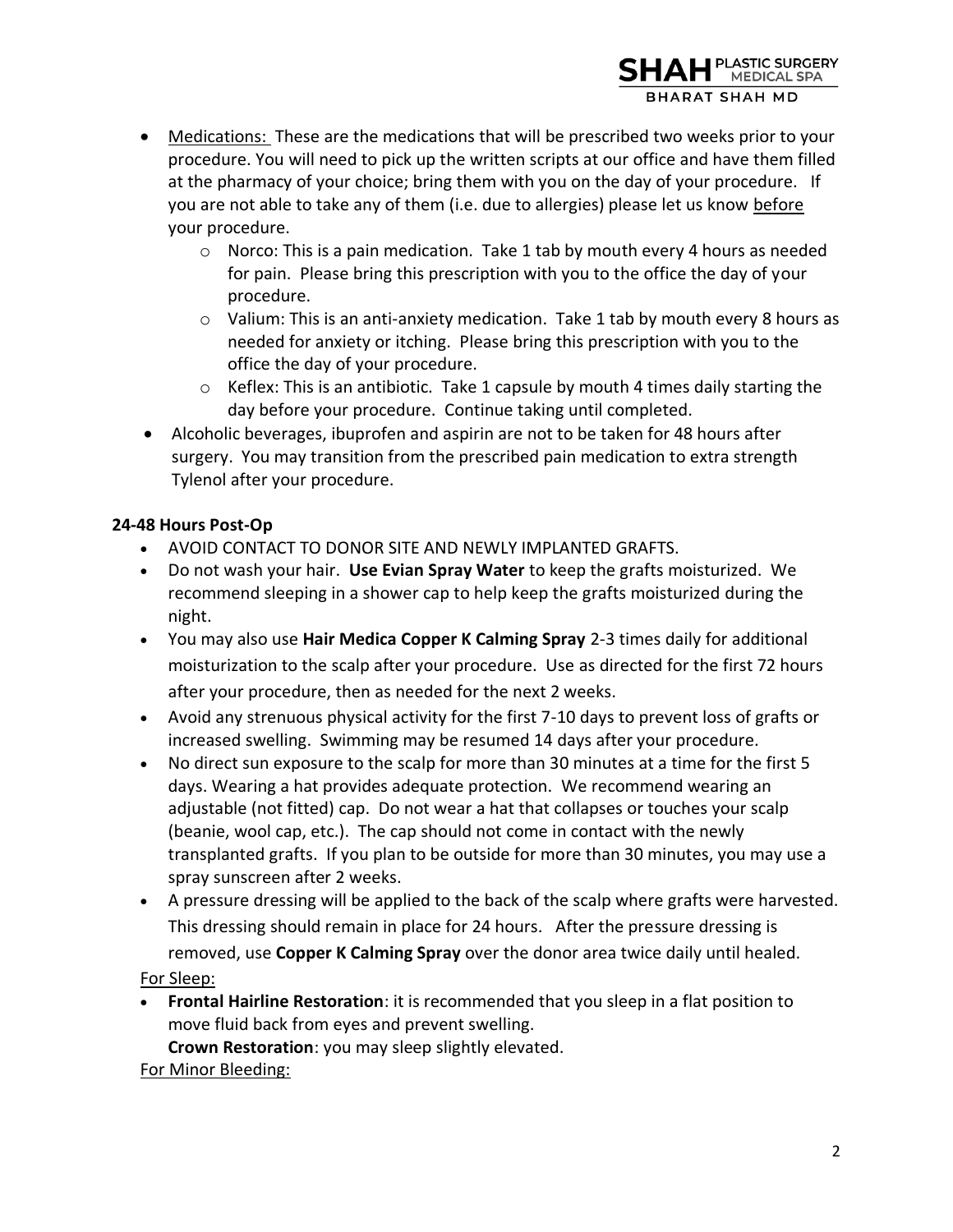- <u>Medications:</u> These are the medications that will be prescribed two weeks prior to your procedure. You will need to pick up the written scripts at our office and have them filled at the pharmacy of your choice; bring them with you on the day of your procedure. If you are not able to take any of them (i.e. due to allergies) please let us know <u>before</u> your procedure.
  - Norco: This is a pain medication. Take 1 tab by mouth every 4 hours as needed for pain. Please bring this prescription with you to the office the day of your procedure.
  - Valium: This is an anti-anxiety medication. Take 1 tab by mouth every 8 hours as needed for anxiety or itching. Please bring this prescription with you to the office the day of your procedure.
  - Keflex: This is an antibiotic. Take 1 capsule by mouth 4 times daily starting the day before your procedure. Continue taking until completed.
- Alcoholic beverages, ibuprofen and aspirin are not to be taken for 48 hours after surgery. You may transition from the prescribed pain medication to extra strength Tylenol after your procedure.

**24-48 Hours Post-Op**

- AVOID CONTACT TO DONOR SITE AND NEWLY IMPLANTED GRAFTS.
- Do not wash your hair. **Use Evian Spray Water** to keep the grafts moisturized. We recommend sleeping in a shower cap to help keep the grafts moisturized during the night.
- You may also use **Hair Medica Copper K Calming Spray** 2-3 times daily for additional moisturization to the scalp after your procedure. Use as directed for the first 72 hours after your procedure, then as needed for the next 2 weeks.
- Avoid any strenuous physical activity for the first 7-10 days to prevent loss of grafts or increased swelling. Swimming may be resumed 14 days after your procedure.
- No direct sun exposure to the scalp for more than 30 minutes at a time for the first 5 days. Wearing a hat provides adequate protection. We recommend wearing an adjustable (not fitted) cap. Do not wear a hat that collapses or touches your scalp (beanie, wool cap, etc.). The cap should not come in contact with the newly transplanted grafts. If you plan to be outside for more than 30 minutes, you may use a spray sunscreen after 2 weeks.
- A pressure dressing will be applied to the back of the scalp where grafts were harvested. This dressing should remain in place for 24 hours. After the pressure dressing is removed, use **Copper K Calming Spray** over the donor area twice daily until healed.

<u>For Sleep:</u>

- **Frontal Hairline Restoration**: it is recommended that you sleep in a flat position to move fluid back from eyes and prevent swelling.
  **Crown Restoration**: you may sleep slightly elevated.

<u>For Minor Bleeding:</u>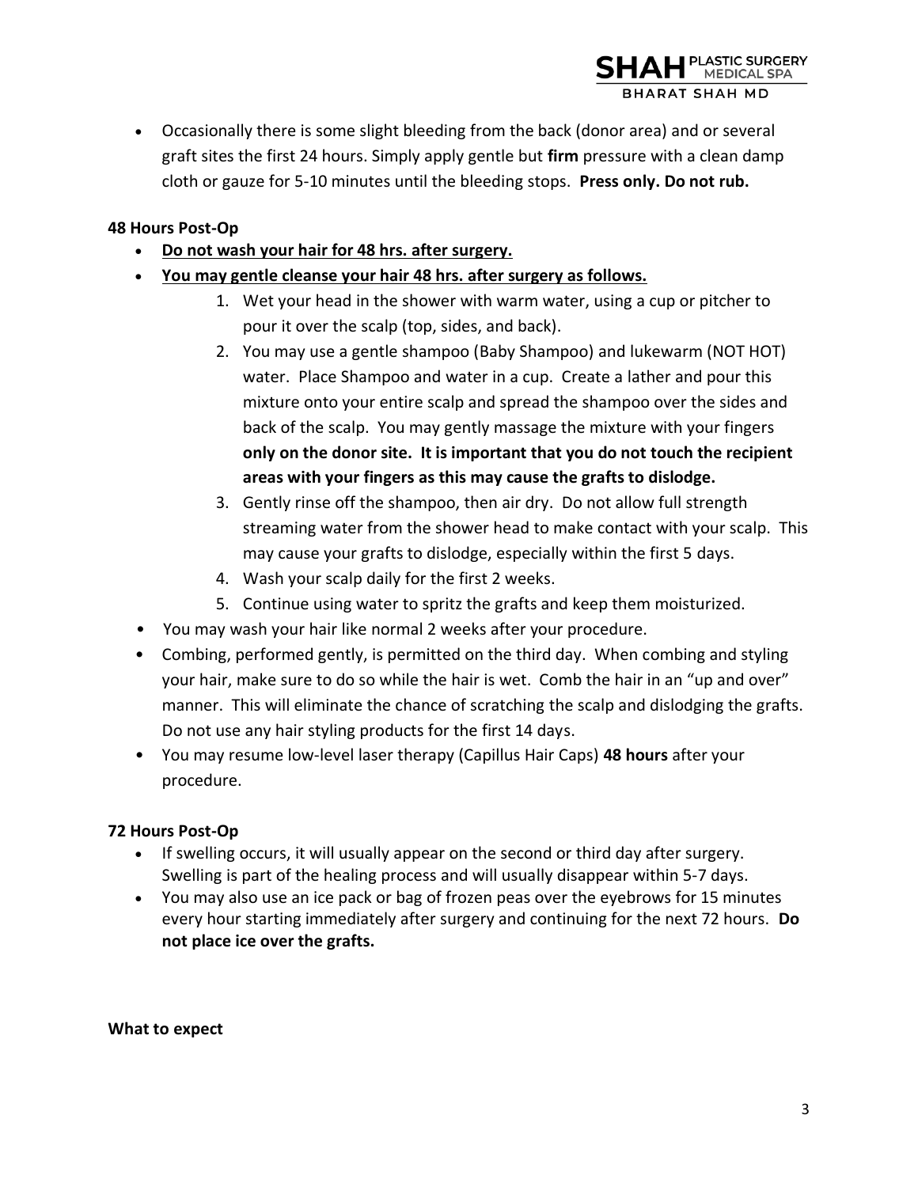- Occasionally there is some slight bleeding from the back (donor area) and or several graft sites the first 24 hours. Simply apply gentle but **firm** pressure with a clean damp cloth or gauze for 5-10 minutes until the bleeding stops. **Press only. Do not rub.**

**48 Hours Post-Op**

- **Do not wash your hair for 48 hrs. after surgery.**
- **You may gentle cleanse your hair 48 hrs. after surgery as follows.**
    1. Wet your head in the shower with warm water, using a cup or pitcher to pour it over the scalp (top, sides, and back).
    2. You may use a gentle shampoo (Baby Shampoo) and lukewarm (NOT HOT) water. Place Shampoo and water in a cup. Create a lather and pour this mixture onto your entire scalp and spread the shampoo over the sides and back of the scalp. You may gently massage the mixture with your fingers **only on the donor site. It is important that you do not touch the recipient areas with your fingers as this may cause the grafts to dislodge.**
    3. Gently rinse off the shampoo, then air dry. Do not allow full strength streaming water from the shower head to make contact with your scalp. This may cause your grafts to dislodge, especially within the first 5 days.
    4. Wash your scalp daily for the first 2 weeks.
    5. Continue using water to spritz the grafts and keep them moisturized.
- You may wash your hair like normal 2 weeks after your procedure.
- Combing, performed gently, is permitted on the third day. When combing and styling your hair, make sure to do so while the hair is wet. Comb the hair in an "up and over" manner. This will eliminate the chance of scratching the scalp and dislodging the grafts. Do not use any hair styling products for the first 14 days.
- You may resume low-level laser therapy (Capillus Hair Caps) **48 hours** after your procedure.

**72 Hours Post-Op**

- If swelling occurs, it will usually appear on the second or third day after surgery. Swelling is part of the healing process and will usually disappear within 5-7 days.
- You may also use an ice pack or bag of frozen peas over the eyebrows for 15 minutes every hour starting immediately after surgery and continuing for the next 72 hours. **Do not place ice over the grafts.**

**What to expect**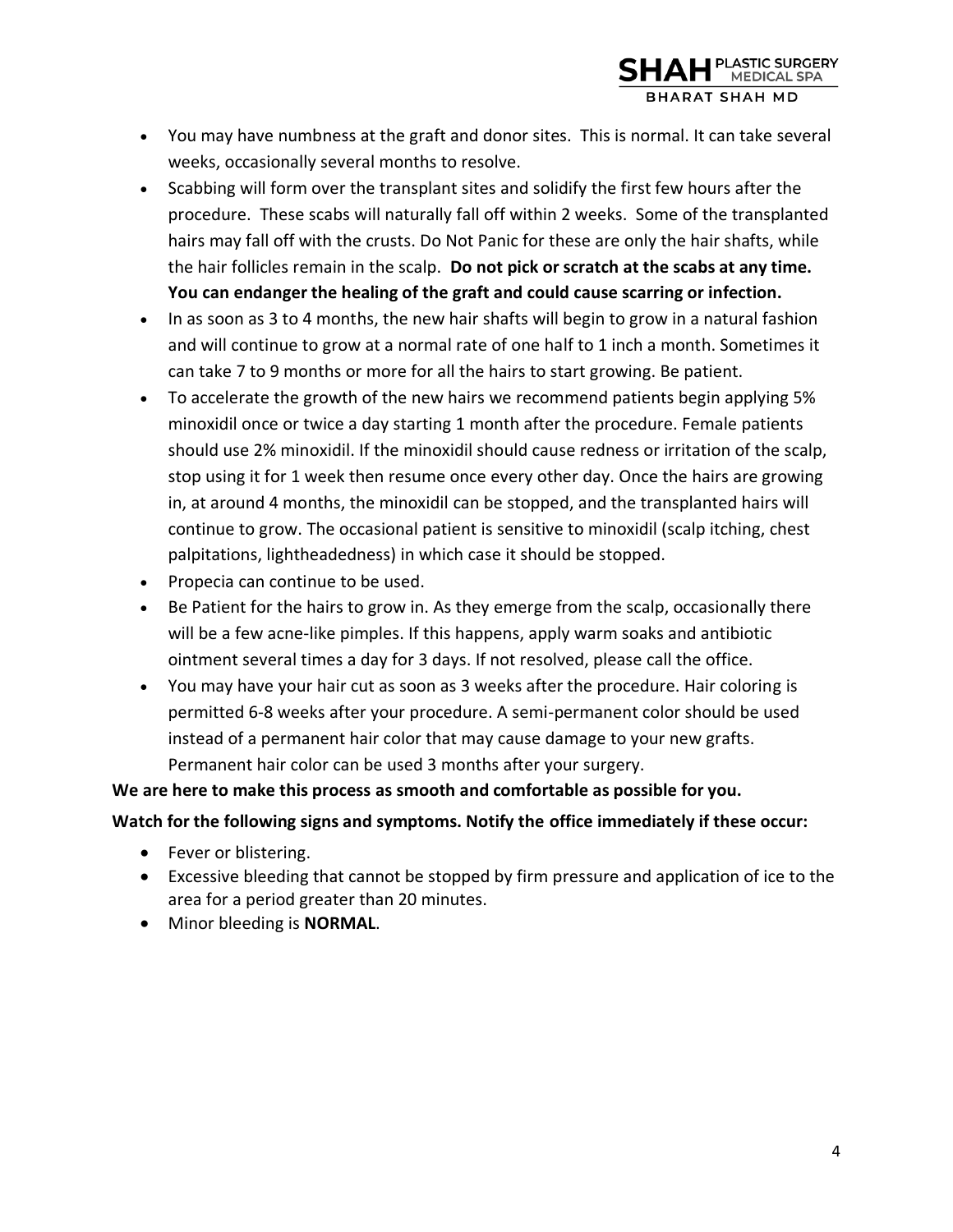- You may have numbness at the graft and donor sites. This is normal. It can take several weeks, occasionally several months to resolve.
- Scabbing will form over the transplant sites and solidify the first few hours after the procedure. These scabs will naturally fall off within 2 weeks. Some of the transplanted hairs may fall off with the crusts. Do Not Panic for these are only the hair shafts, while the hair follicles remain in the scalp. **Do not pick or scratch at the scabs at any time. You can endanger the healing of the graft and could cause scarring or infection.**
- In as soon as 3 to 4 months, the new hair shafts will begin to grow in a natural fashion and will continue to grow at a normal rate of one half to 1 inch a month. Sometimes it can take 7 to 9 months or more for all the hairs to start growing. Be patient.
- To accelerate the growth of the new hairs we recommend patients begin applying 5% minoxidil once or twice a day starting 1 month after the procedure. Female patients should use 2% minoxidil. If the minoxidil should cause redness or irritation of the scalp, stop using it for 1 week then resume once every other day. Once the hairs are growing in, at around 4 months, the minoxidil can be stopped, and the transplanted hairs will continue to grow. The occasional patient is sensitive to minoxidil (scalp itching, chest palpitations, lightheadedness) in which case it should be stopped.
- Propecia can continue to be used.
- Be Patient for the hairs to grow in. As they emerge from the scalp, occasionally there will be a few acne-like pimples. If this happens, apply warm soaks and antibiotic ointment several times a day for 3 days. If not resolved, please call the office.
- You may have your hair cut as soon as 3 weeks after the procedure. Hair coloring is permitted 6-8 weeks after your procedure. A semi-permanent color should be used instead of a permanent hair color that may cause damage to your new grafts. Permanent hair color can be used 3 months after your surgery.

**We are here to make this process as smooth and comfortable as possible for you.**

**Watch for the following signs and symptoms. Notify the office immediately if these occur:**

- Fever or blistering.
- Excessive bleeding that cannot be stopped by firm pressure and application of ice to the area for a period greater than 20 minutes.
- Minor bleeding is **NORMAL**.